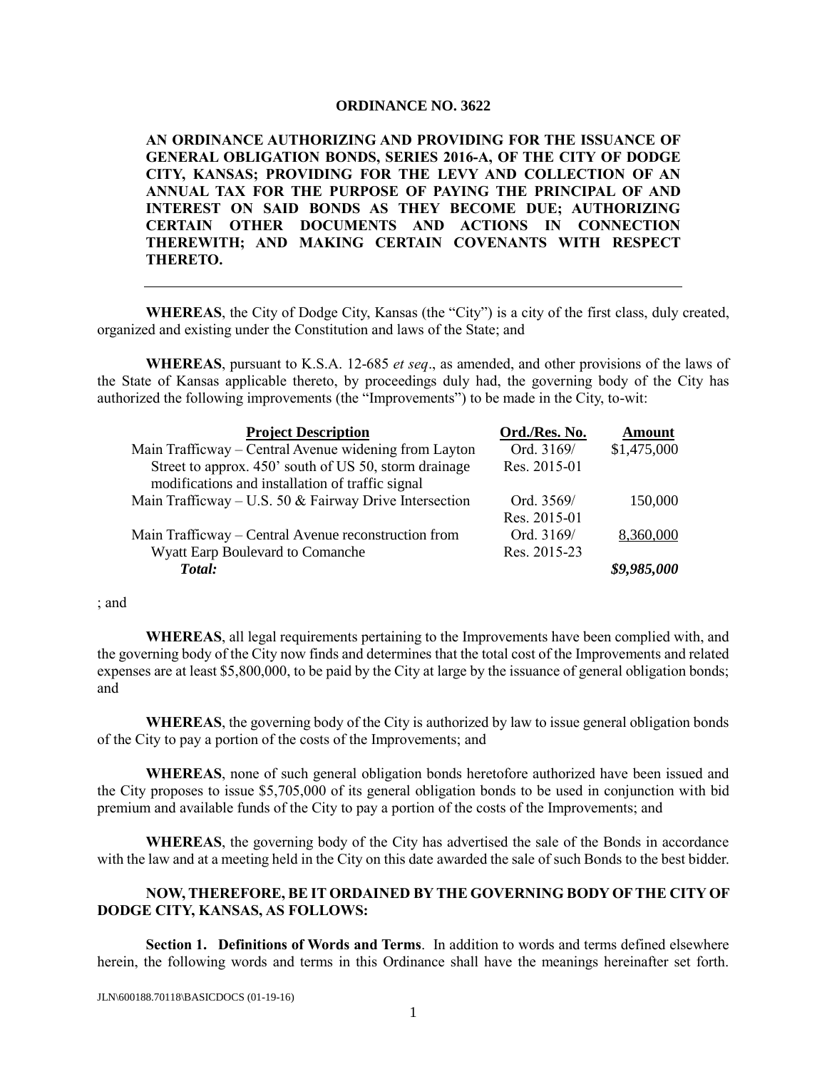# ORDINANCE NO. 3622

**AN ORDINANCE AUTHORIZING AND PROVIDING FOR THE ISSUANCE OF GENERAL OBLIGATION BONDS, SERIES 2016-A, OF THE CITY OF DODGE CITY, KANSAS; PROVIDING FOR THE LEVY AND COLLECTION OF AN ANNUAL TAX FOR THE PURPOSE OF PAYING THE PRINCIPAL OF AND INTEREST ON SAID BONDS AS THEY BECOME DUE; AUTHORIZING CERTAIN OTHER DOCUMENTS AND ACTIONS IN CONNECTION THEREWITH; AND MAKING CERTAIN COVENANTS WITH RESPECT THERETO.**

---

**WHEREAS**, the City of Dodge City, Kansas (the "City") is a city of the first class, duly created, organized and existing under the Constitution and laws of the State; and

**WHEREAS**, pursuant to K.S.A. 12-685 *et seq*., as amended, and other provisions of the laws of the State of Kansas applicable thereto, by proceedings duly had, the governing body of the City has authorized the following improvements (the "Improvements") to be made in the City, to-wit:

| Project Description | Ord./Res. No. | Amount |
|---|---|---|
| Main Trafficway – Central Avenue widening from Layton Street to approx. 450' south of US 50, storm drainage modifications and installation of traffic signal | Ord. 3169/ Res. 2015-01 | $1,475,000 |
| Main Trafficway – U.S. 50 & Fairway Drive Intersection | Ord. 3569/ Res. 2015-01 | 150,000 |
| Main Trafficway – Central Avenue reconstruction from Wyatt Earp Boulevard to Comanche | Ord. 3169/ Res. 2015-23 | 8,360,000 |
| ***Total:*** | | ***$9,985,000*** |

; and

**WHEREAS**, all legal requirements pertaining to the Improvements have been complied with, and the governing body of the City now finds and determines that the total cost of the Improvements and related expenses are at least $5,800,000, to be paid by the City at large by the issuance of general obligation bonds; and

**WHEREAS**, the governing body of the City is authorized by law to issue general obligation bonds of the City to pay a portion of the costs of the Improvements; and

**WHEREAS**, none of such general obligation bonds heretofore authorized have been issued and the City proposes to issue $5,705,000 of its general obligation bonds to be used in conjunction with bid premium and available funds of the City to pay a portion of the costs of the Improvements; and

**WHEREAS**, the governing body of the City has advertised the sale of the Bonds in accordance with the law and at a meeting held in the City on this date awarded the sale of such Bonds to the best bidder.

**NOW, THEREFORE, BE IT ORDAINED BY THE GOVERNING BODY OF THE CITY OF DODGE CITY, KANSAS, AS FOLLOWS:**

**Section 1. Definitions of Words and Terms**. In addition to words and terms defined elsewhere herein, the following words and terms in this Ordinance shall have the meanings hereinafter set forth.

JLN\600188.70118\BASICDOCS (01-19-16)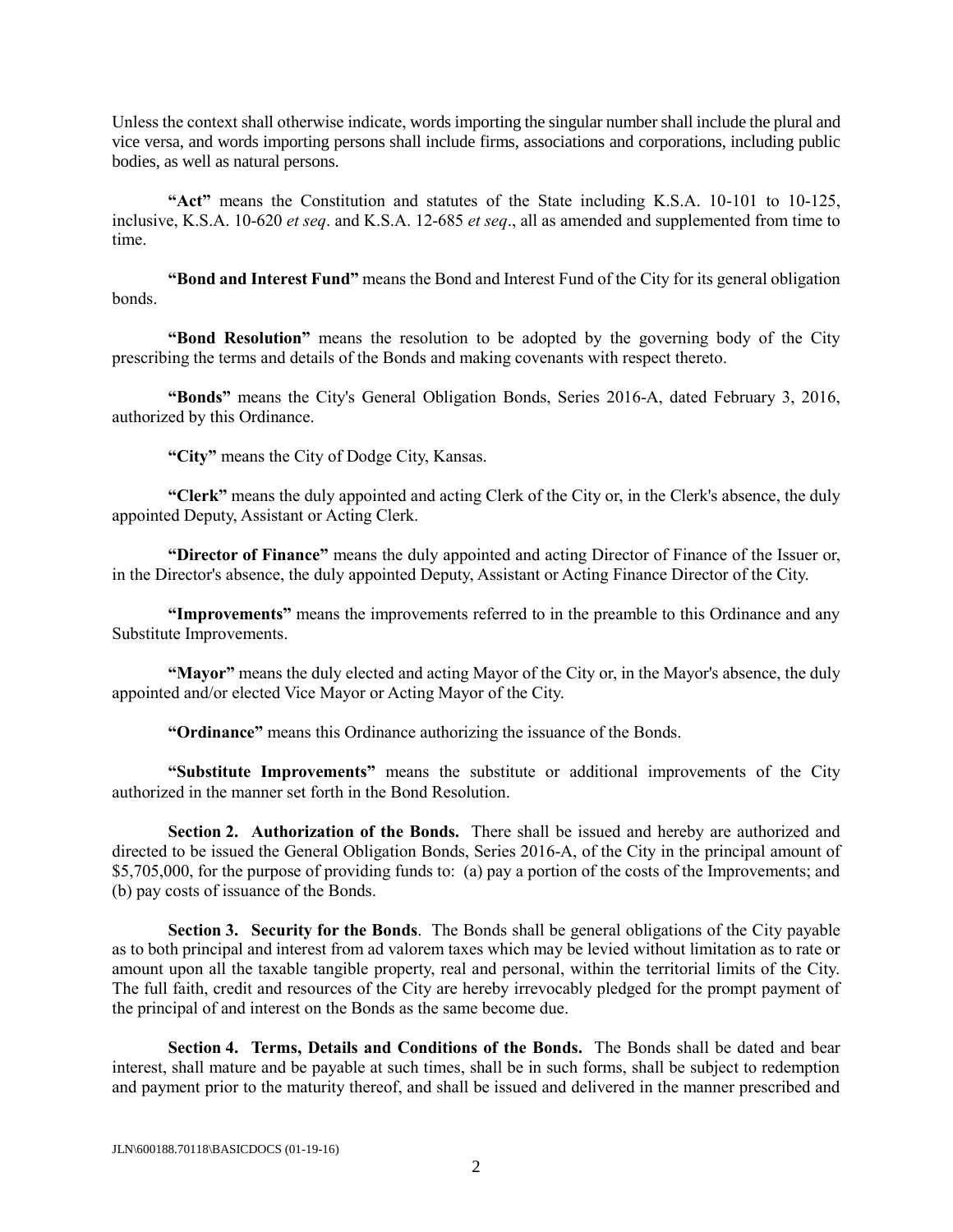Unless the context shall otherwise indicate, words importing the singular number shall include the plural and vice versa, and words importing persons shall include firms, associations and corporations, including public bodies, as well as natural persons.

**"Act"** means the Constitution and statutes of the State including K.S.A. 10-101 to 10-125, inclusive, K.S.A. 10-620 *et seq*. and K.S.A. 12-685 *et seq*., all as amended and supplemented from time to time.

**"Bond and Interest Fund"** means the Bond and Interest Fund of the City for its general obligation bonds.

**"Bond Resolution"** means the resolution to be adopted by the governing body of the City prescribing the terms and details of the Bonds and making covenants with respect thereto.

**"Bonds"** means the City's General Obligation Bonds, Series 2016-A, dated February 3, 2016, authorized by this Ordinance.

**"City"** means the City of Dodge City, Kansas.

**"Clerk"** means the duly appointed and acting Clerk of the City or, in the Clerk's absence, the duly appointed Deputy, Assistant or Acting Clerk.

**"Director of Finance"** means the duly appointed and acting Director of Finance of the Issuer or, in the Director's absence, the duly appointed Deputy, Assistant or Acting Finance Director of the City.

**"Improvements"** means the improvements referred to in the preamble to this Ordinance and any Substitute Improvements.

**"Mayor"** means the duly elected and acting Mayor of the City or, in the Mayor's absence, the duly appointed and/or elected Vice Mayor or Acting Mayor of the City.

**"Ordinance"** means this Ordinance authorizing the issuance of the Bonds.

**"Substitute Improvements"** means the substitute or additional improvements of the City authorized in the manner set forth in the Bond Resolution.

**Section 2. Authorization of the Bonds.** There shall be issued and hereby are authorized and directed to be issued the General Obligation Bonds, Series 2016-A, of the City in the principal amount of $5,705,000, for the purpose of providing funds to: (a) pay a portion of the costs of the Improvements; and (b) pay costs of issuance of the Bonds.

**Section 3. Security for the Bonds**. The Bonds shall be general obligations of the City payable as to both principal and interest from ad valorem taxes which may be levied without limitation as to rate or amount upon all the taxable tangible property, real and personal, within the territorial limits of the City. The full faith, credit and resources of the City are hereby irrevocably pledged for the prompt payment of the principal of and interest on the Bonds as the same become due.

**Section 4. Terms, Details and Conditions of the Bonds.** The Bonds shall be dated and bear interest, shall mature and be payable at such times, shall be in such forms, shall be subject to redemption and payment prior to the maturity thereof, and shall be issued and delivered in the manner prescribed and

JLN\600188.70118\BASICDOCS (01-19-16)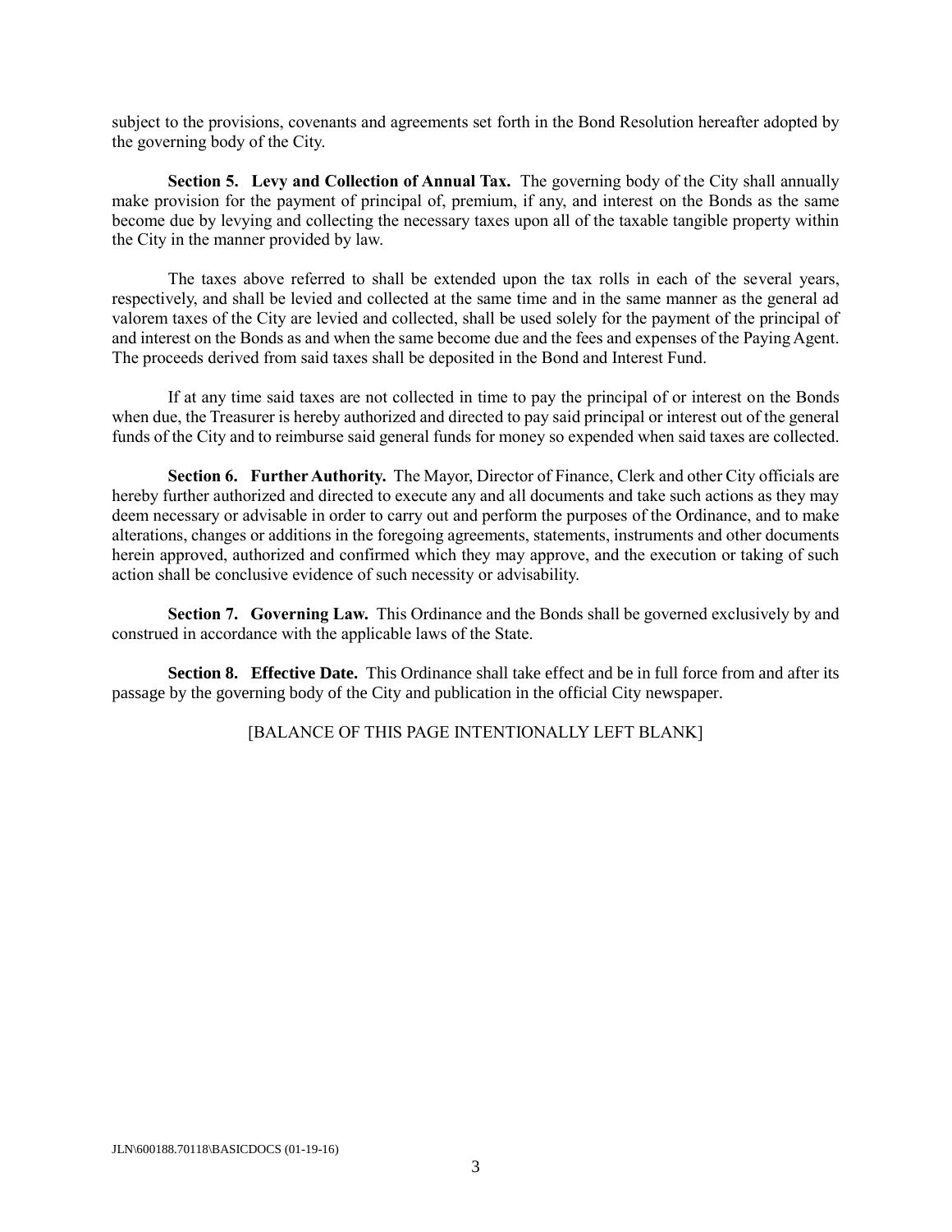subject to the provisions, covenants and agreements set forth in the Bond Resolution hereafter adopted by the governing body of the City.

**Section 5. Levy and Collection of Annual Tax.** The governing body of the City shall annually make provision for the payment of principal of, premium, if any, and interest on the Bonds as the same become due by levying and collecting the necessary taxes upon all of the taxable tangible property within the City in the manner provided by law.

The taxes above referred to shall be extended upon the tax rolls in each of the several years, respectively, and shall be levied and collected at the same time and in the same manner as the general ad valorem taxes of the City are levied and collected, shall be used solely for the payment of the principal of and interest on the Bonds as and when the same become due and the fees and expenses of the Paying Agent. The proceeds derived from said taxes shall be deposited in the Bond and Interest Fund.

If at any time said taxes are not collected in time to pay the principal of or interest on the Bonds when due, the Treasurer is hereby authorized and directed to pay said principal or interest out of the general funds of the City and to reimburse said general funds for money so expended when said taxes are collected.

**Section 6. Further Authority.** The Mayor, Director of Finance, Clerk and other City officials are hereby further authorized and directed to execute any and all documents and take such actions as they may deem necessary or advisable in order to carry out and perform the purposes of the Ordinance, and to make alterations, changes or additions in the foregoing agreements, statements, instruments and other documents herein approved, authorized and confirmed which they may approve, and the execution or taking of such action shall be conclusive evidence of such necessity or advisability.

**Section 7. Governing Law.** This Ordinance and the Bonds shall be governed exclusively by and construed in accordance with the applicable laws of the State.

**Section 8. Effective Date.** This Ordinance shall take effect and be in full force from and after its passage by the governing body of the City and publication in the official City newspaper.

[BALANCE OF THIS PAGE INTENTIONALLY LEFT BLANK]

JLN\600188.70118\BASICDOCS (01-19-16)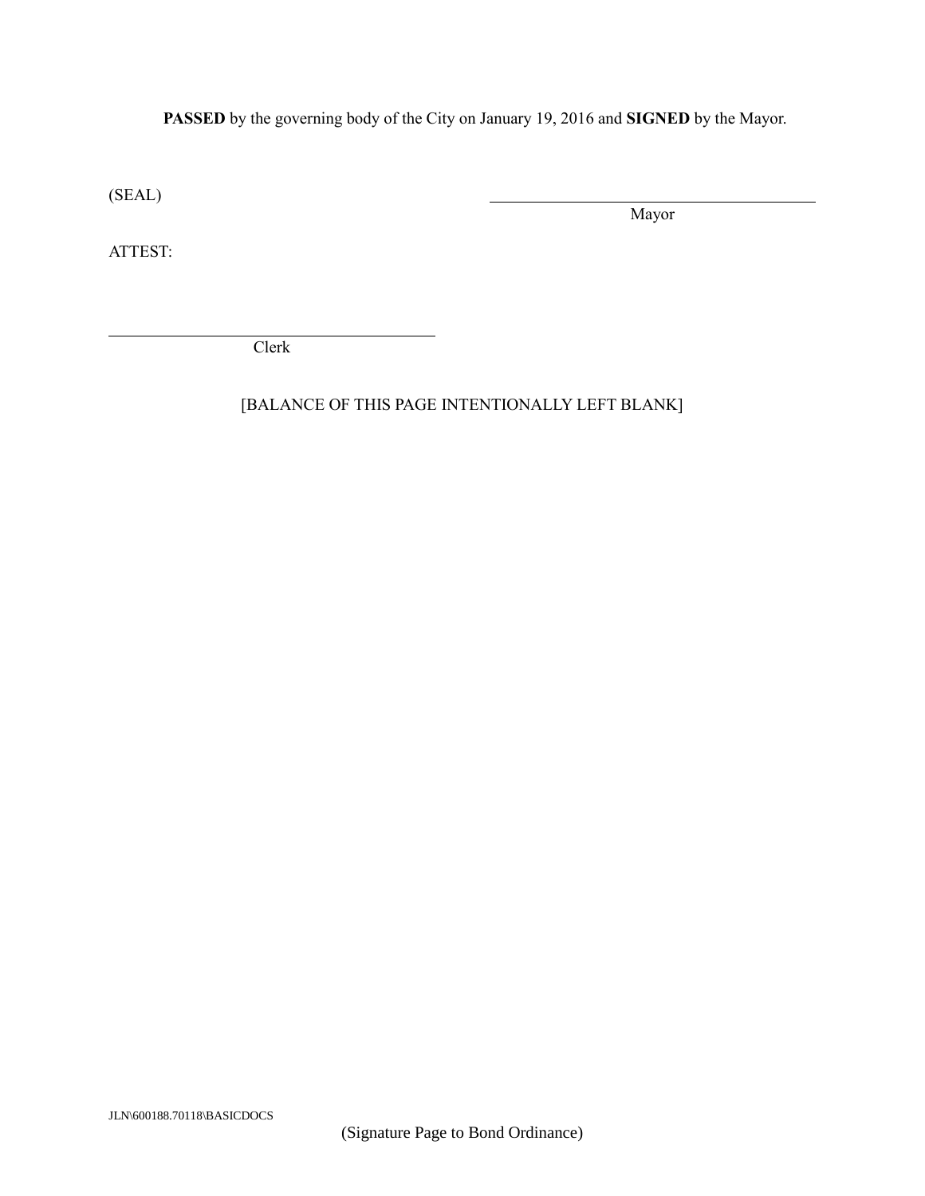**PASSED** by the governing body of the City on January 19, 2016 and **SIGNED** by the Mayor.

(SEAL)

\_\_\_\_\_\_\_\_\_\_\_\_\_\_\_\_\_\_\_\_\_\_\_\_\_\_\_\_\_\_\_\_\_\_\_\_\_\_\_\_
Mayor

ATTEST:

\_\_\_\_\_\_\_\_\_\_\_\_\_\_\_\_\_\_\_\_\_\_\_\_\_\_\_\_\_\_\_\_\_\_\_\_\_\_\_\_
Clerk

[BALANCE OF THIS PAGE INTENTIONALLY LEFT BLANK]

JLN\600188.70118\BASICDOCS

(Signature Page to Bond Ordinance)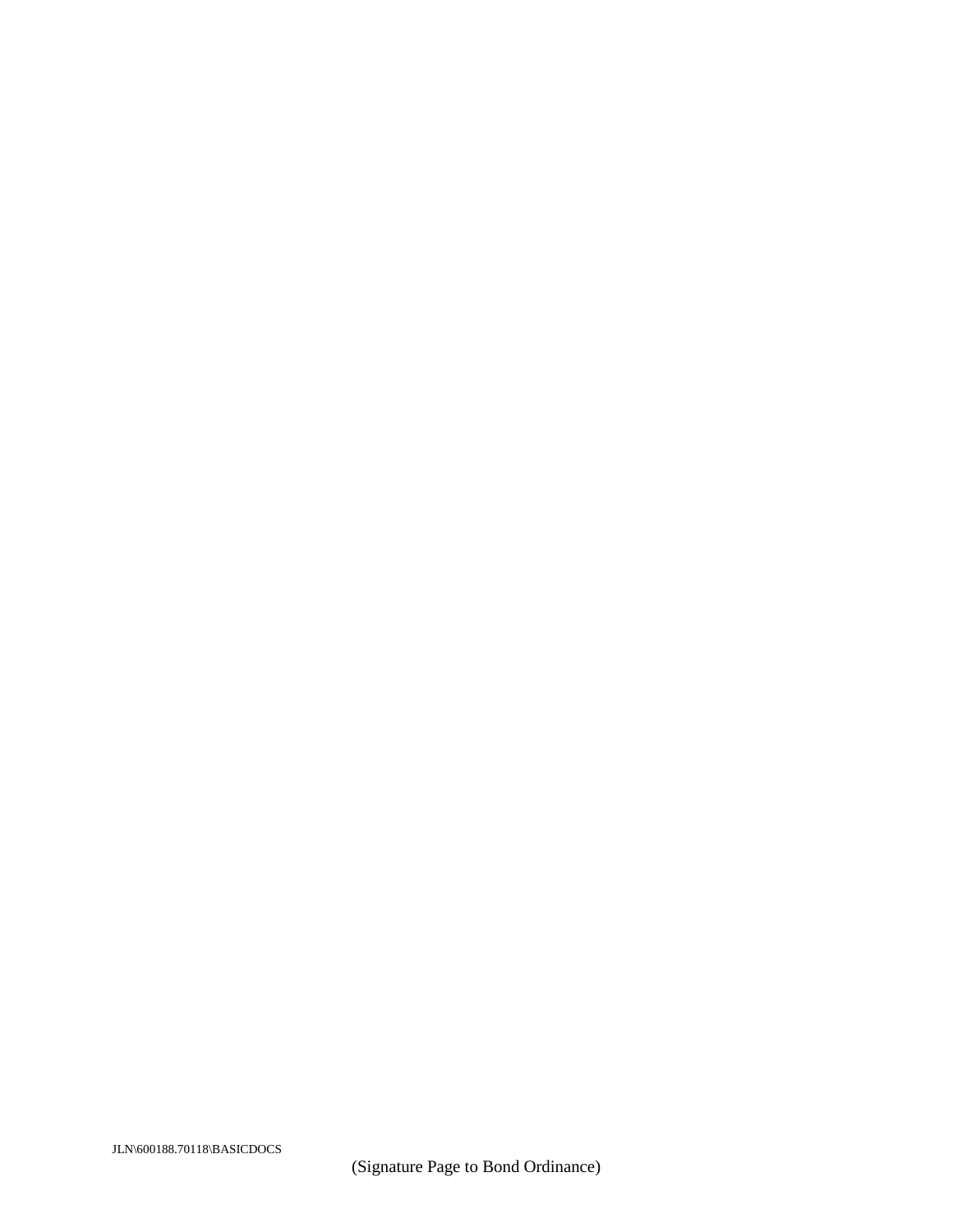(Signature Page to Bond Ordinance)